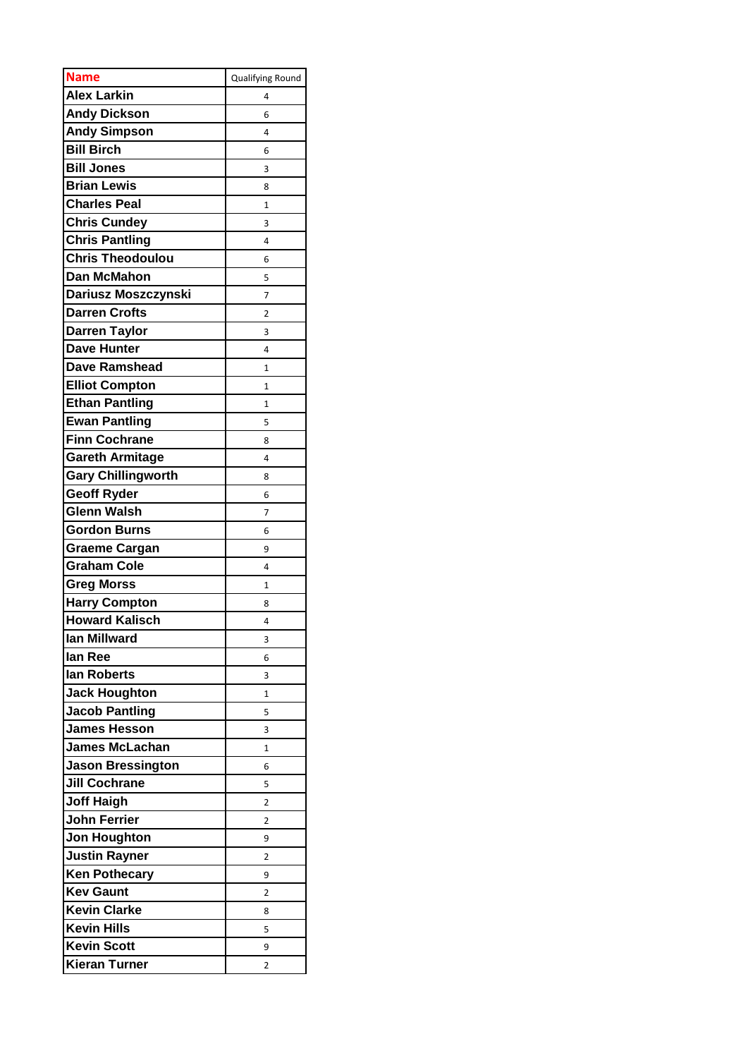| **Name** | Qualifying Round |
|---|---|
| **Alex Larkin** | 4 |
| **Andy Dickson** | 6 |
| **Andy Simpson** | 4 |
| **Bill Birch** | 6 |
| **Bill Jones** | 3 |
| **Brian Lewis** | 8 |
| **Charles Peal** | 1 |
| **Chris Cundey** | 3 |
| **Chris Pantling** | 4 |
| **Chris Theodoulou** | 6 |
| **Dan McMahon** | 5 |
| **Dariusz Moszczynski** | 7 |
| **Darren Crofts** | 2 |
| **Darren Taylor** | 3 |
| **Dave Hunter** | 4 |
| **Dave Ramshead** | 1 |
| **Elliot Compton** | 1 |
| **Ethan Pantling** | 1 |
| **Ewan Pantling** | 5 |
| **Finn Cochrane** | 8 |
| **Gareth Armitage** | 4 |
| **Gary Chillingworth** | 8 |
| **Geoff Ryder** | 6 |
| **Glenn Walsh** | 7 |
| **Gordon Burns** | 6 |
| **Graeme Cargan** | 9 |
| **Graham Cole** | 4 |
| **Greg Morss** | 1 |
| **Harry Compton** | 8 |
| **Howard Kalisch** | 4 |
| **Ian Millward** | 3 |
| **Ian Ree** | 6 |
| **Ian Roberts** | 3 |
| **Jack Houghton** | 1 |
| **Jacob Pantling** | 5 |
| **James Hesson** | 3 |
| **James McLachan** | 1 |
| **Jason Bressington** | 6 |
| **Jill Cochrane** | 5 |
| **Joff Haigh** | 2 |
| **John Ferrier** | 2 |
| **Jon Houghton** | 9 |
| **Justin Rayner** | 2 |
| **Ken Pothecary** | 9 |
| **Kev Gaunt** | 2 |
| **Kevin Clarke** | 8 |
| **Kevin Hills** | 5 |
| **Kevin Scott** | 9 |
| **Kieran Turner** | 2 |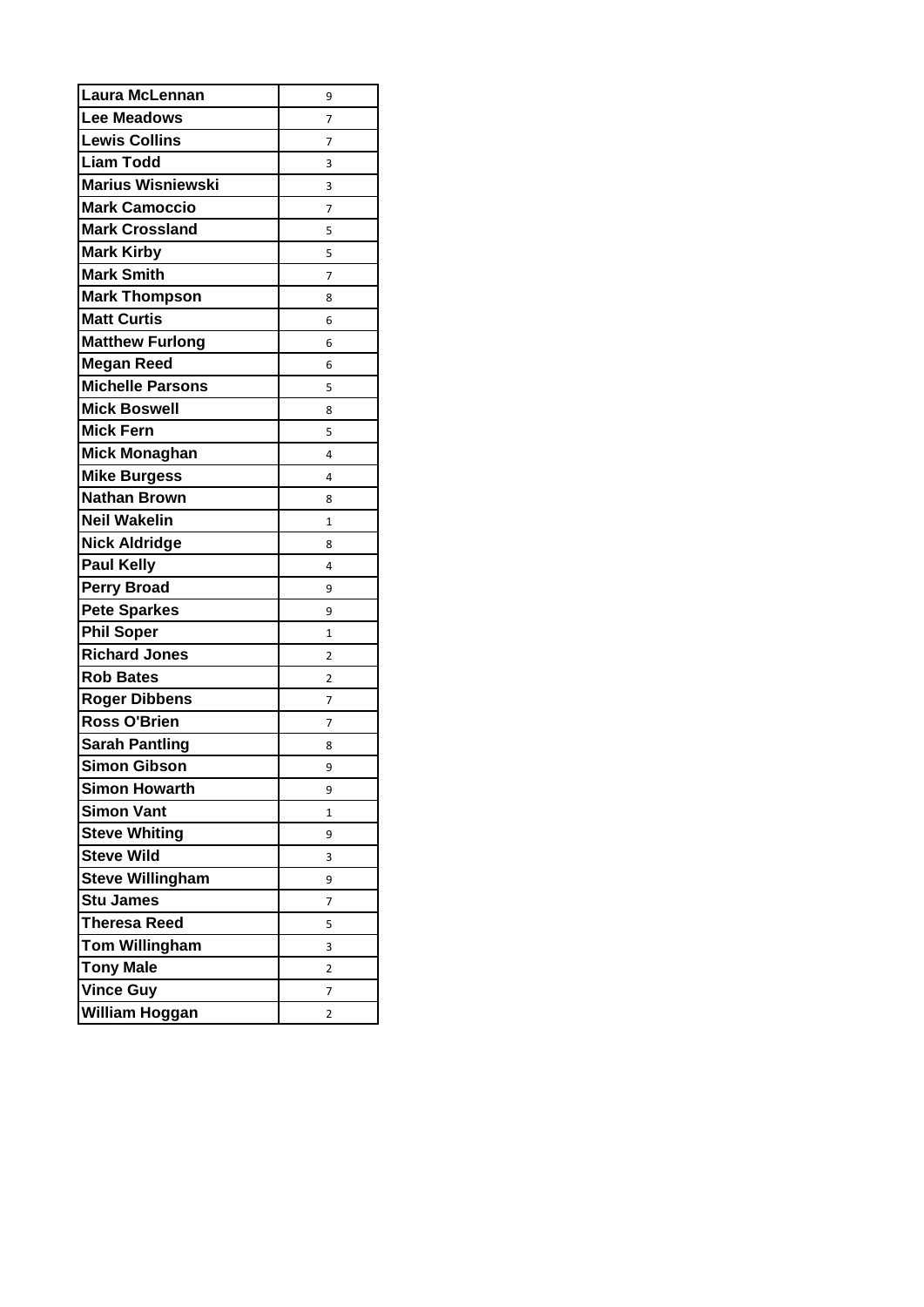| | |
|---|---|
| **Laura McLennan** | 9 |
| **Lee Meadows** | 7 |
| **Lewis Collins** | 7 |
| **Liam Todd** | 3 |
| **Marius Wisniewski** | 3 |
| **Mark Camoccio** | 7 |
| **Mark Crossland** | 5 |
| **Mark Kirby** | 5 |
| **Mark Smith** | 7 |
| **Mark Thompson** | 8 |
| **Matt Curtis** | 6 |
| **Matthew Furlong** | 6 |
| **Megan Reed** | 6 |
| **Michelle Parsons** | 5 |
| **Mick Boswell** | 8 |
| **Mick Fern** | 5 |
| **Mick Monaghan** | 4 |
| **Mike Burgess** | 4 |
| **Nathan Brown** | 8 |
| **Neil Wakelin** | 1 |
| **Nick Aldridge** | 8 |
| **Paul Kelly** | 4 |
| **Perry Broad** | 9 |
| **Pete Sparkes** | 9 |
| **Phil Soper** | 1 |
| **Richard Jones** | 2 |
| **Rob Bates** | 2 |
| **Roger Dibbens** | 7 |
| **Ross O'Brien** | 7 |
| **Sarah Pantling** | 8 |
| **Simon Gibson** | 9 |
| **Simon Howarth** | 9 |
| **Simon Vant** | 1 |
| **Steve Whiting** | 9 |
| **Steve Wild** | 3 |
| **Steve Willingham** | 9 |
| **Stu James** | 7 |
| **Theresa Reed** | 5 |
| **Tom Willingham** | 3 |
| **Tony Male** | 2 |
| **Vince Guy** | 7 |
| **William Hoggan** | 2 |